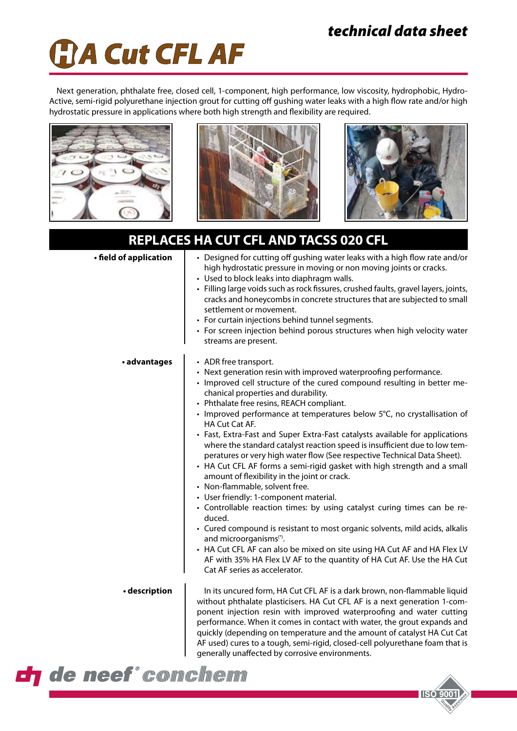# HA Cut CFL AF

technical data sheet

Next generation, phthalate free, closed cell, 1-component, high performance, low viscosity, hydrophobic, Hydro-Active, semi-rigid polyurethane injection grout for cutting off gushing water leaks with a high flow rate and/or high hydrostatic pressure in applications where both high strength and flexibility are required.

## REPLACES HA CUT CFL AND TACSS 020 CFL

**• field of application**

- Designed for cutting off gushing water leaks with a high flow rate and/or high hydrostatic pressure in moving or non moving joints or cracks.
- Used to block leaks into diaphragm walls.
- Filling large voids such as rock fissures, crushed faults, gravel layers, joints, cracks and honeycombs in concrete structures that are subjected to small settlement or movement.
- For curtain injections behind tunnel segments.
- For screen injection behind porous structures when high velocity water streams are present.

**• advantages**

- ADR free transport.
- Next generation resin with improved waterproofing performance.
- Improved cell structure of the cured compound resulting in better mechanical properties and durability.
- Phthalate free resins, REACH compliant.
- Improved performance at temperatures below 5°C, no crystallisation of HA Cut Cat AF.
- Fast, Extra-Fast and Super Extra-Fast catalysts available for applications where the standard catalyst reaction speed is insufficient due to low temperatures or very high water flow (See respective Technical Data Sheet).
- HA Cut CFL AF forms a semi-rigid gasket with high strength and a small amount of flexibility in the joint or crack.
- Non-flammable, solvent free.
- User friendly: 1-component material.
- Controllable reaction times: by using catalyst curing times can be reduced.
- Cured compound is resistant to most organic solvents, mild acids, alkalis and microorganisms(*).
- HA Cut CFL AF can also be mixed on site using HA Cut AF and HA Flex LV AF with 35% HA Flex LV AF to the quantity of HA Cut AF. Use the HA Cut Cat AF series as accelerator.

**• description**

In its uncured form, HA Cut CFL AF is a dark brown, non-flammable liquid without phthalate plasticisers. HA Cut CFL AF is a next generation 1-component injection resin with improved waterproofing and water cutting performance. When it comes in contact with water, the grout expands and quickly (depending on temperature and the amount of catalyst HA Cut Cat AF used) cures to a tough, semi-rigid, closed-cell polyurethane foam that is generally unaffected by corrosive environments.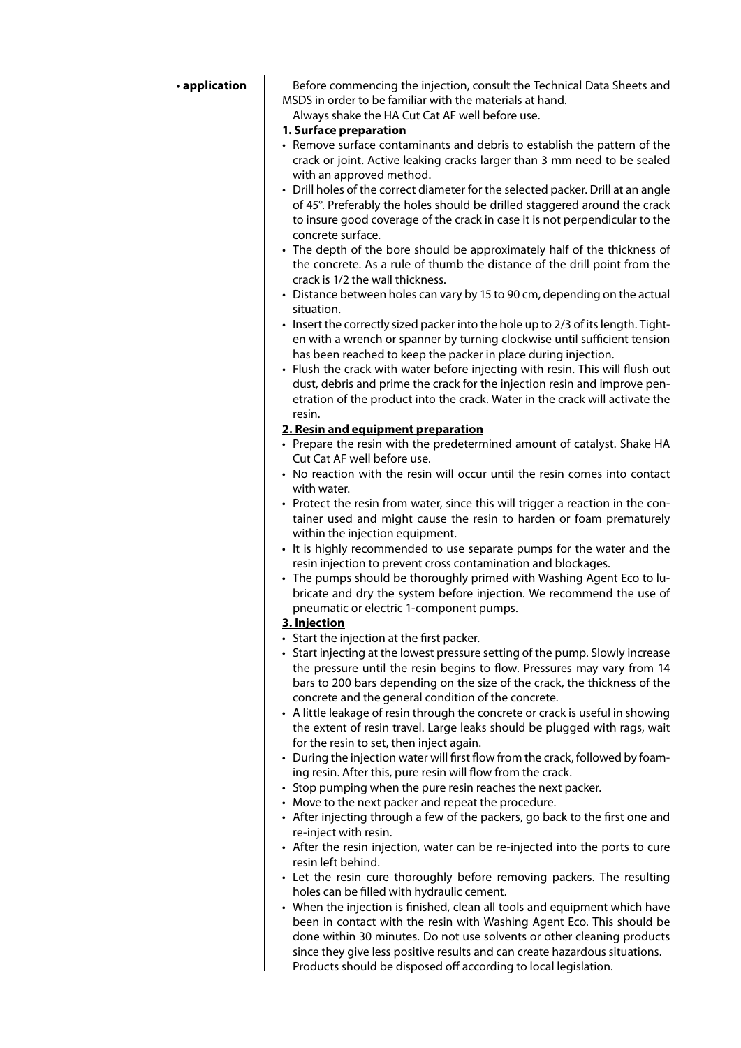**• application**

Before commencing the injection, consult the Technical Data Sheets and MSDS in order to be familiar with the materials at hand.

Always shake the HA Cut Cat AF well before use.

**1. Surface preparation**

- Remove surface contaminants and debris to establish the pattern of the crack or joint. Active leaking cracks larger than 3 mm need to be sealed with an approved method.
- Drill holes of the correct diameter for the selected packer. Drill at an angle of 45°. Preferably the holes should be drilled staggered around the crack to insure good coverage of the crack in case it is not perpendicular to the concrete surface.
- The depth of the bore should be approximately half of the thickness of the concrete. As a rule of thumb the distance of the drill point from the crack is 1/2 the wall thickness.
- Distance between holes can vary by 15 to 90 cm, depending on the actual situation.
- Insert the correctly sized packer into the hole up to 2/3 of its length. Tighten with a wrench or spanner by turning clockwise until sufficient tension has been reached to keep the packer in place during injection.
- Flush the crack with water before injecting with resin. This will flush out dust, debris and prime the crack for the injection resin and improve penetration of the product into the crack. Water in the crack will activate the resin.

**2. Resin and equipment preparation**

- Prepare the resin with the predetermined amount of catalyst. Shake HA Cut Cat AF well before use.
- No reaction with the resin will occur until the resin comes into contact with water.
- Protect the resin from water, since this will trigger a reaction in the container used and might cause the resin to harden or foam prematurely within the injection equipment.
- It is highly recommended to use separate pumps for the water and the resin injection to prevent cross contamination and blockages.
- The pumps should be thoroughly primed with Washing Agent Eco to lubricate and dry the system before injection. We recommend the use of pneumatic or electric 1-component pumps.

**3. Injection**

- Start the injection at the first packer.
- Start injecting at the lowest pressure setting of the pump. Slowly increase the pressure until the resin begins to flow. Pressures may vary from 14 bars to 200 bars depending on the size of the crack, the thickness of the concrete and the general condition of the concrete.
- A little leakage of resin through the concrete or crack is useful in showing the extent of resin travel. Large leaks should be plugged with rags, wait for the resin to set, then inject again.
- During the injection water will first flow from the crack, followed by foaming resin. After this, pure resin will flow from the crack.
- Stop pumping when the pure resin reaches the next packer.
- Move to the next packer and repeat the procedure.
- After injecting through a few of the packers, go back to the first one and re-inject with resin.
- After the resin injection, water can be re-injected into the ports to cure resin left behind.
- Let the resin cure thoroughly before removing packers. The resulting holes can be filled with hydraulic cement.
- When the injection is finished, clean all tools and equipment which have been in contact with the resin with Washing Agent Eco. This should be done within 30 minutes. Do not use solvents or other cleaning products since they give less positive results and can create hazardous situations. Products should be disposed off according to local legislation.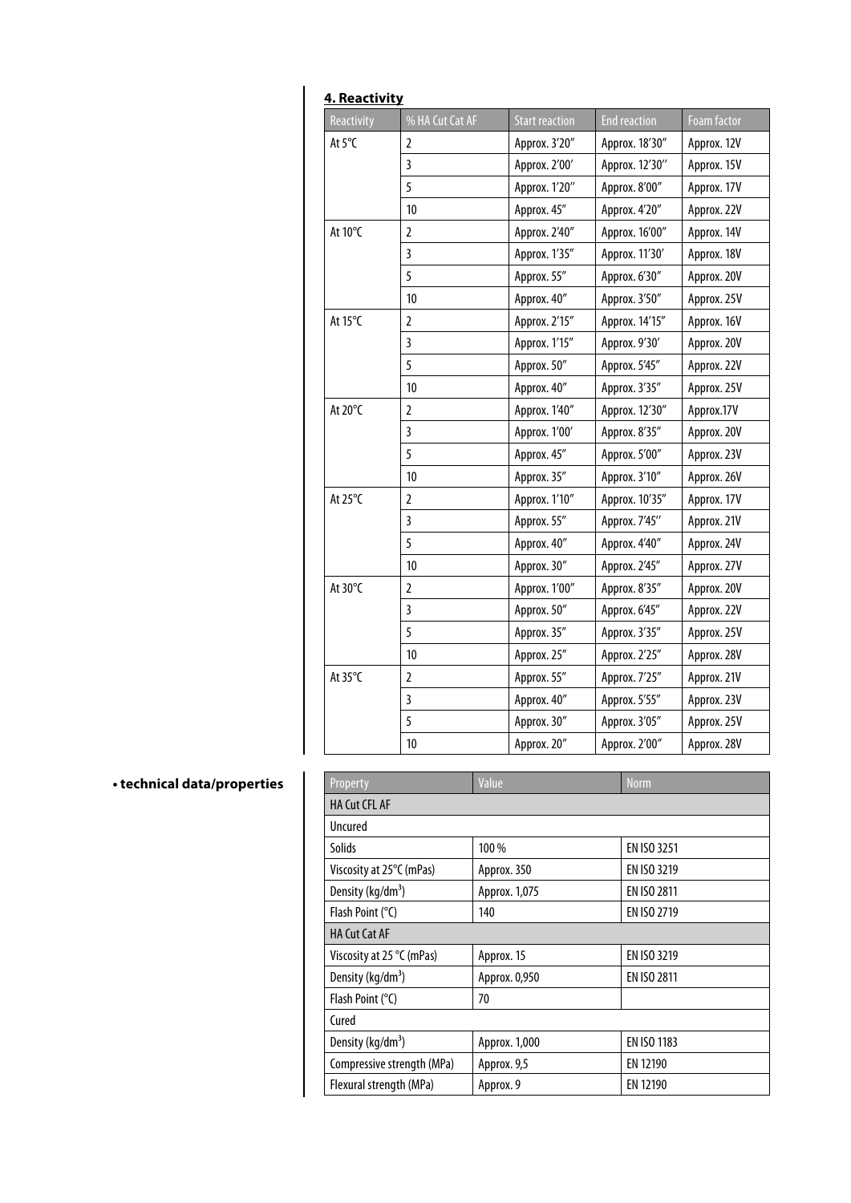## 4. Reactivity

| Reactivity | % HA Cut Cat AF | Start reaction | End reaction | Foam factor |
|---|---|---|---|---|
| At 5°C | 2 | Approx. 3'20" | Approx. 18'30" | Approx. 12V |
| | 3 | Approx. 2'00' | Approx. 12'30'' | Approx. 15V |
| | 5 | Approx. 1'20" | Approx. 8'00" | Approx. 17V |
| | 10 | Approx. 45" | Approx. 4'20" | Approx. 22V |
| At 10°C | 2 | Approx. 2'40" | Approx. 16'00" | Approx. 14V |
| | 3 | Approx. 1'35" | Approx. 11'30' | Approx. 18V |
| | 5 | Approx. 55" | Approx. 6'30" | Approx. 20V |
| | 10 | Approx. 40" | Approx. 3'50" | Approx. 25V |
| At 15°C | 2 | Approx. 2'15" | Approx. 14'15" | Approx. 16V |
| | 3 | Approx. 1'15" | Approx. 9'30' | Approx. 20V |
| | 5 | Approx. 50" | Approx. 5'45" | Approx. 22V |
| | 10 | Approx. 40" | Approx. 3'35" | Approx. 25V |
| At 20°C | 2 | Approx. 1'40" | Approx. 12'30" | Approx.17V |
| | 3 | Approx. 1'00' | Approx. 8'35" | Approx. 20V |
| | 5 | Approx. 45" | Approx. 5'00" | Approx. 23V |
| | 10 | Approx. 35" | Approx. 3'10" | Approx. 26V |
| At 25°C | 2 | Approx. 1'10" | Approx. 10'35" | Approx. 17V |
| | 3 | Approx. 55" | Approx. 7'45'' | Approx. 21V |
| | 5 | Approx. 40" | Approx. 4'40" | Approx. 24V |
| | 10 | Approx. 30" | Approx. 2'45" | Approx. 27V |
| At 30°C | 2 | Approx. 1'00" | Approx. 8'35" | Approx. 20V |
| | 3 | Approx. 50" | Approx. 6'45" | Approx. 22V |
| | 5 | Approx. 35" | Approx. 3'35" | Approx. 25V |
| | 10 | Approx. 25" | Approx. 2'25" | Approx. 28V |
| At 35°C | 2 | Approx. 55" | Approx. 7'25" | Approx. 21V |
| | 3 | Approx. 40" | Approx. 5'55" | Approx. 23V |
| | 5 | Approx. 30" | Approx. 3'05" | Approx. 25V |
| | 10 | Approx. 20" | Approx. 2'00" | Approx. 28V |

**• technical data/properties**

| Property | Value | Norm |
|---|---|---|
| HA Cut CFL AF | | |
| Uncured | | |
| Solids | 100 % | EN ISO 3251 |
| Viscosity at 25°C (mPas) | Approx. 350 | EN ISO 3219 |
| Density (kg/dm$^3$) | Approx. 1,075 | EN ISO 2811 |
| Flash Point (°C) | 140 | EN ISO 2719 |
| HA Cut Cat AF | | |
| Viscosity at 25 °C (mPas) | Approx. 15 | EN ISO 3219 |
| Density (kg/dm$^3$) | Approx. 0,950 | EN ISO 2811 |
| Flash Point (°C) | 70 | |
| Cured | | |
| Density (kg/dm$^3$) | Approx. 1,000 | EN ISO 1183 |
| Compressive strength (MPa) | Approx. 9,5 | EN 12190 |
| Flexural strength (MPa) | Approx. 9 | EN 12190 |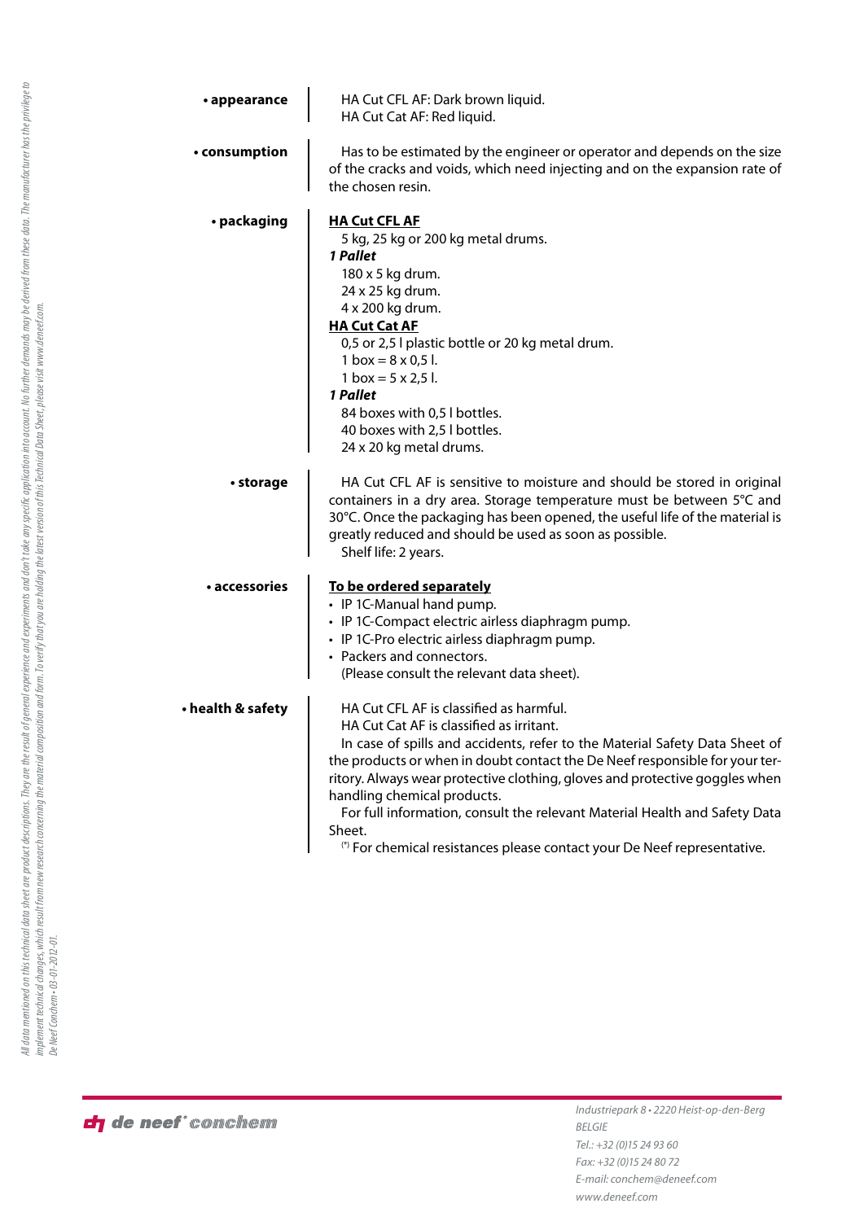**• appearance**

HA Cut CFL AF: Dark brown liquid.
HA Cut Cat AF: Red liquid.

**• consumption**

Has to be estimated by the engineer or operator and depends on the size of the cracks and voids, which need injecting and on the expansion rate of the chosen resin.

**• packaging**

**HA Cut CFL AF**

5 kg, 25 kg or 200 kg metal drums.

***1 Pallet***

180 x 5 kg drum.
24 x 25 kg drum.
4 x 200 kg drum.

**HA Cut Cat AF**

0,5 or 2,5 l plastic bottle or 20 kg metal drum.
1 box = 8 x 0,5 l.
1 box = 5 x 2,5 l.

***1 Pallet***

84 boxes with 0,5 l bottles.
40 boxes with 2,5 l bottles.
24 x 20 kg metal drums.

**• storage**

HA Cut CFL AF is sensitive to moisture and should be stored in original containers in a dry area. Storage temperature must be between 5°C and 30°C. Once the packaging has been opened, the useful life of the material is greatly reduced and should be used as soon as possible.
Shelf life: 2 years.

**• accessories**

**To be ordered separately**

- IP 1C-Manual hand pump.
- IP 1C-Compact electric airless diaphragm pump.
- IP 1C-Pro electric airless diaphragm pump.
- Packers and connectors.

(Please consult the relevant data sheet).

**• health & safety**

HA Cut CFL AF is classified as harmful.
HA Cut Cat AF is classified as irritant.

In case of spills and accidents, refer to the Material Safety Data Sheet of the products or when in doubt contact the De Neef responsible for your territory. Always wear protective clothing, gloves and protective goggles when handling chemical products.

For full information, consult the relevant Material Health and Safety Data Sheet.

(*) For chemical resistances please contact your De Neef representative.

*All data mentioned on this technical data sheet are product descriptions. They are the result of general experience and experiments and don't take any specific application into account. No further demands may be derived from these data. The manufacturer has the privilege to implement technical changes, which result from new research concerning the material composition and form. To verify that you are holding the latest version of this Technical Data Sheet, please visit www.deneef.com.*
*De Neef Conchem • 03-01-2012-01.*

de neef conchem

*Industriepark 8 • 2220 Heist-op-den-Berg*
*BELGIE*
*Tel.: +32 (0)15 24 93 60*
*Fax: +32 (0)15 24 80 72*
*E-mail: conchem@deneef.com*
*www.deneef.com*